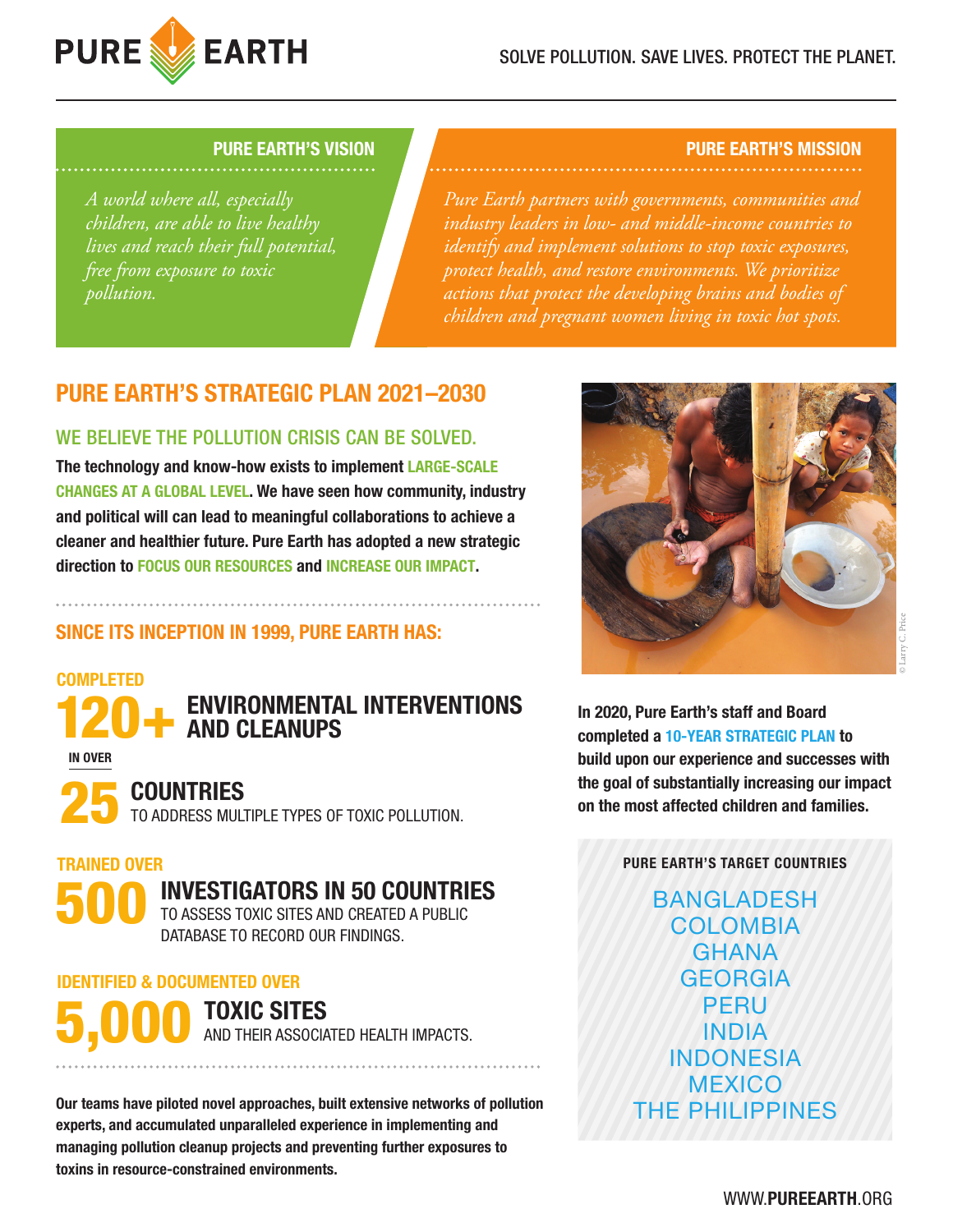# PURE EARTH

SOLVE POLLUTION. SAVE LIVES. PROTECT THE PLANET.

## PURE EARTH'S VISION

*A world where all, especially children, are able to live healthy lives and reach their full potential, free from exposure to toxic pollution.*

## PURE EARTH'S MISSION

*Pure Earth partners with governments, communities and industry leaders in low- and middle-income countries to identify and implement solutions to stop toxic exposures, protect health, and restore environments. We prioritize actions that protect the developing brains and bodies of children and pregnant women living in toxic hot spots.*

## PURE EARTH'S STRATEGIC PLAN 2021–2030

### WE BELIEVE THE POLLUTION CRISIS CAN BE SOLVED.

**The technology and know-how exists to implement LARGE-SCALE CHANGES AT A GLOBAL LEVEL. We have seen how community, industry and political will can lead to meaningful collaborations to achieve a cleaner and healthier future. Pure Earth has adopted a new strategic direction to FOCUS OUR RESOURCES and INCREASE OUR IMPACT.**

### SINCE ITS INCEPTION IN 1999, PURE EARTH HAS:

COMPLETED
**120+** ENVIRONMENTAL INTERVENTIONS AND CLEANUPS

IN OVER
**25** COUNTRIES
TO ADDRESS MULTIPLE TYPES OF TOXIC POLLUTION.

TRAINED OVER
**500** INVESTIGATORS IN 50 COUNTRIES
TO ASSESS TOXIC SITES AND CREATED A PUBLIC DATABASE TO RECORD OUR FINDINGS.

IDENTIFIED & DOCUMENTED OVER
**5,000** TOXIC SITES
AND THEIR ASSOCIATED HEALTH IMPACTS.

**Our teams have piloted novel approaches, built extensive networks of pollution experts, and accumulated unparalleled experience in implementing and managing pollution cleanup projects and preventing further exposures to toxins in resource-constrained environments.**

© Larry C. Price

**In 2020, Pure Earth's staff and Board completed a 10-YEAR STRATEGIC PLAN to build upon our experience and successes with the goal of substantially increasing our impact on the most affected children and families.**

**PURE EARTH'S TARGET COUNTRIES**

BANGLADESH
COLOMBIA
GHANA
GEORGIA
PERU
INDIA
INDONESIA
MEXICO
THE PHILIPPINES

WWW.PUREEARTH.ORG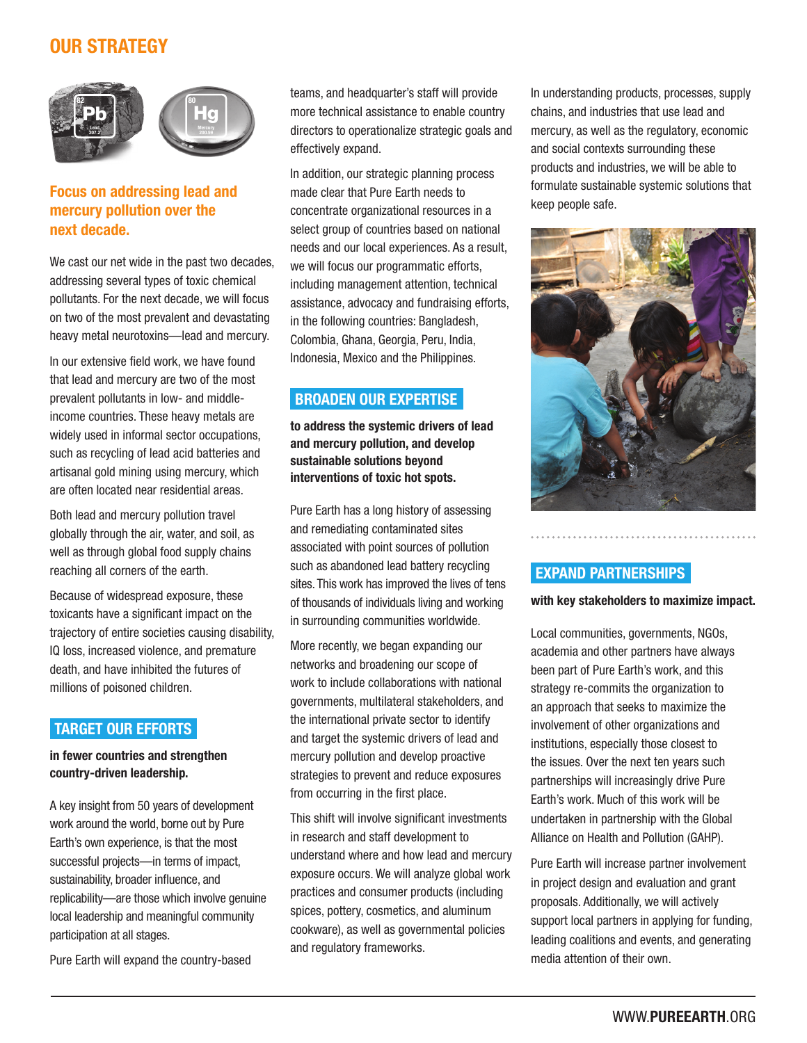# OUR STRATEGY

## Focus on addressing lead and mercury pollution over the next decade.

We cast our net wide in the past two decades, addressing several types of toxic chemical pollutants. For the next decade, we will focus on two of the most prevalent and devastating heavy metal neurotoxins—lead and mercury.

In our extensive field work, we have found that lead and mercury are two of the most prevalent pollutants in low- and middle-income countries. These heavy metals are widely used in informal sector occupations, such as recycling of lead acid batteries and artisanal gold mining using mercury, which are often located near residential areas.

Both lead and mercury pollution travel globally through the air, water, and soil, as well as through global food supply chains reaching all corners of the earth.

Because of widespread exposure, these toxicants have a significant impact on the trajectory of entire societies causing disability, IQ loss, increased violence, and premature death, and have inhibited the futures of millions of poisoned children.

## TARGET OUR EFFORTS

**in fewer countries and strengthen country-driven leadership.**

A key insight from 50 years of development work around the world, borne out by Pure Earth's own experience, is that the most successful projects—in terms of impact, sustainability, broader influence, and replicability—are those which involve genuine local leadership and meaningful community participation at all stages.

Pure Earth will expand the country-based teams, and headquarter's staff will provide more technical assistance to enable country directors to operationalize strategic goals and effectively expand.

In addition, our strategic planning process made clear that Pure Earth needs to concentrate organizational resources in a select group of countries based on national needs and our local experiences. As a result, we will focus our programmatic efforts, including management attention, technical assistance, advocacy and fundraising efforts, in the following countries: Bangladesh, Colombia, Ghana, Georgia, Peru, India, Indonesia, Mexico and the Philippines.

## BROADEN OUR EXPERTISE

**to address the systemic drivers of lead and mercury pollution, and develop sustainable solutions beyond interventions of toxic hot spots.**

Pure Earth has a long history of assessing and remediating contaminated sites associated with point sources of pollution such as abandoned lead battery recycling sites. This work has improved the lives of tens of thousands of individuals living and working in surrounding communities worldwide.

More recently, we began expanding our networks and broadening our scope of work to include collaborations with national governments, multilateral stakeholders, and the international private sector to identify and target the systemic drivers of lead and mercury pollution and develop proactive strategies to prevent and reduce exposures from occurring in the first place.

This shift will involve significant investments in research and staff development to understand where and how lead and mercury exposure occurs. We will analyze global work practices and consumer products (including spices, pottery, cosmetics, and aluminum cookware), as well as governmental policies and regulatory frameworks.

In understanding products, processes, supply chains, and industries that use lead and mercury, as well as the regulatory, economic and social contexts surrounding these products and industries, we will be able to formulate sustainable systemic solutions that keep people safe.

## EXPAND PARTNERSHIPS

**with key stakeholders to maximize impact.**

Local communities, governments, NGOs, academia and other partners have always been part of Pure Earth's work, and this strategy re-commits the organization to an approach that seeks to maximize the involvement of other organizations and institutions, especially those closest to the issues. Over the next ten years such partnerships will increasingly drive Pure Earth's work. Much of this work will be undertaken in partnership with the Global Alliance on Health and Pollution (GAHP).

Pure Earth will increase partner involvement in project design and evaluation and grant proposals. Additionally, we will actively support local partners in applying for funding, leading coalitions and events, and generating media attention of their own.